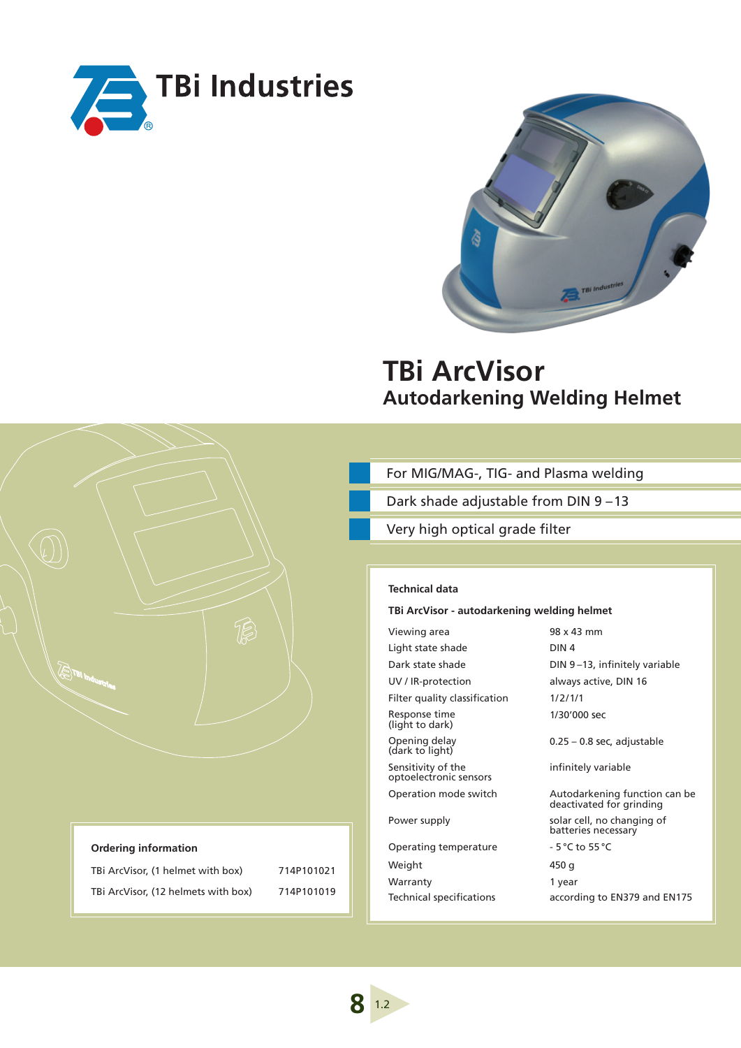TBi Industries

# TBi ArcVisor

## Autodarkening Welding Helmet

- For MIG/MAG-, TIG- and Plasma welding
- Dark shade adjustable from DIN 9 – 13
- Very high optical grade filter

**Technical data**

**TBi ArcVisor - autodarkening welding helmet**

| | |
|---|---|
| Viewing area | 98 x 43 mm |
| Light state shade | DIN 4 |
| Dark state shade | DIN 9 – 13, infinitely variable |
| UV / IR-protection | always active, DIN 16 |
| Filter quality classification | 1/2/1/1 |
| Response time (light to dark) | 1/30'000 sec |
| Opening delay (dark to light) | 0.25 – 0.8 sec, adjustable |
| Sensitivity of the optoelectronic sensors | infinitely variable |
| Operation mode switch | Autodarkening function can be deactivated for grinding |
| Power supply | solar cell, no changing of batteries necessary |
| Operating temperature | - 5 °C to 55 °C |
| Weight | 450 g |
| Warranty | 1 year |
| Technical specifications | according to EN379 and EN175 |

**Ordering information**

| | |
|---|---|
| TBi ArcVisor, (1 helmet with box) | 714P101021 |
| TBi ArcVisor, (12 helmets with box) | 714P101019 |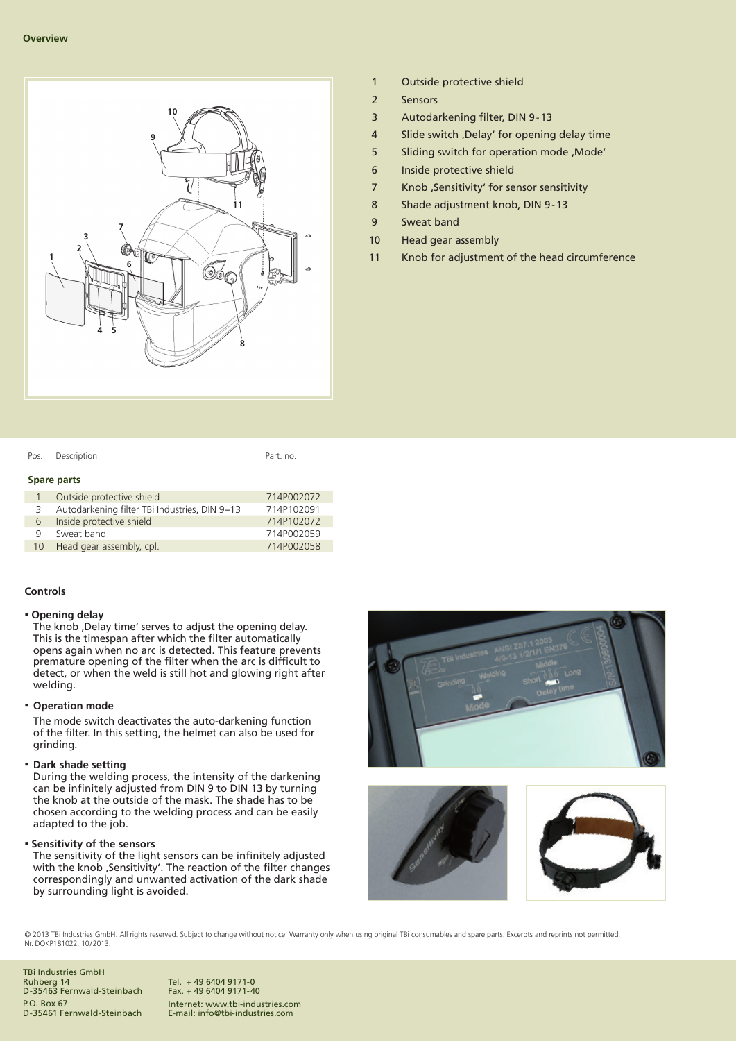## Overview

1. Outside protective shield
2. Sensors
3. Autodarkening filter, DIN 9 - 13
4. Slide switch ‚Delay' for opening delay time
5. Sliding switch for operation mode ‚Mode'
6. Inside protective shield
7. Knob ‚Sensitivity' for sensor sensitivity
8. Shade adjustment knob, DIN 9 - 13
9. Sweat band
10. Head gear assembly
11. Knob for adjustment of the head circumference

| Pos. | Description | Part. no. |
|---|---|---|
| | **Spare parts** | |
| 1 | Outside protective shield | 714P002072 |
| 3 | Autodarkening filter TBi Industries, DIN 9–13 | 714P102091 |
| 6 | Inside protective shield | 714P102072 |
| 9 | Sweat band | 714P002059 |
| 10 | Head gear assembly, cpl. | 714P002058 |

### Controls

- **Opening delay**
  The knob ‚Delay time' serves to adjust the opening delay. This is the timespan after which the filter automatically opens again when no arc is detected. This feature prevents premature opening of the filter when the arc is difficult to detect, or when the weld is still hot and glowing right after welding.

- **Operation mode**
  The mode switch deactivates the auto-darkening function of the filter. In this setting, the helmet can also be used for grinding.

- **Dark shade setting**
  During the welding process, the intensity of the darkening can be infinitely adjusted from DIN 9 to DIN 13 by turning the knob at the outside of the mask. The shade has to be chosen according to the welding process and can be easily adapted to the job.

- **Sensitivity of the sensors**
  The sensitivity of the light sensors can be infinitely adjusted with the knob ‚Sensitivity'. The reaction of the filter changes correspondingly and unwanted activation of the dark shade by surrounding light is avoided.

© 2013 TBi Industries GmbH. All rights reserved. Subject to change without notice. Warranty only when using original TBi consumables and spare parts. Excerpts and reprints not permitted.
Nr. DOKP181022, 10/2013.

TBi Industries GmbH
Ruhberg 14
D-35463 Fernwald-Steinbach
P.O. Box 67
D-35461 Fernwald-Steinbach

Tel. + 49 6404 9171-0
Fax. + 49 6404 9171-40
Internet: www.tbi-industries.com
E-mail: info@tbi-industries.com